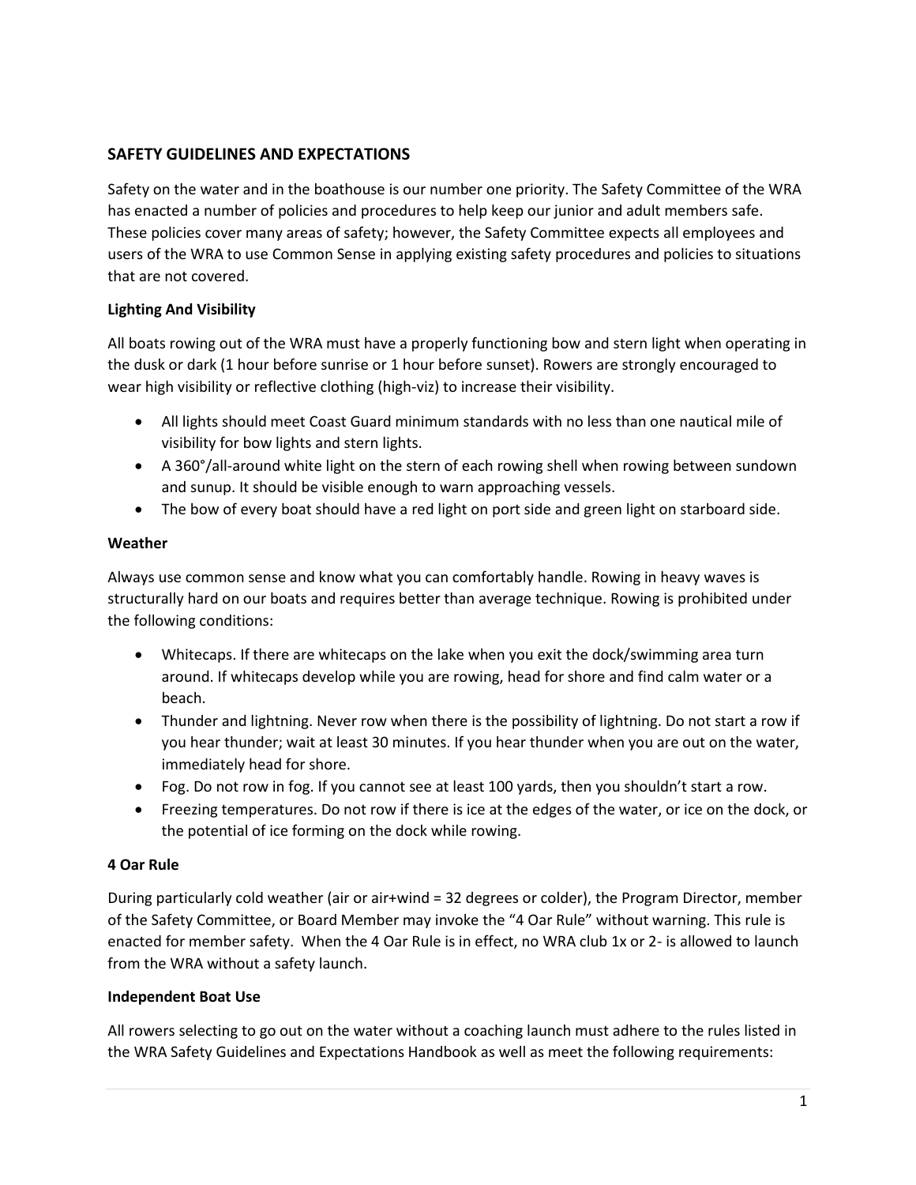## SAFETY GUIDELINES AND EXPECTATIONS

Safety on the water and in the boathouse is our number one priority. The Safety Committee of the WRA has enacted a number of policies and procedures to help keep our junior and adult members safe. These policies cover many areas of safety; however, the Safety Committee expects all employees and users of the WRA to use Common Sense in applying existing safety procedures and policies to situations that are not covered.

### Lighting And Visibility

All boats rowing out of the WRA must have a properly functioning bow and stern light when operating in the dusk or dark (1 hour before sunrise or 1 hour before sunset). Rowers are strongly encouraged to wear high visibility or reflective clothing (high-viz) to increase their visibility.

- All lights should meet Coast Guard minimum standards with no less than one nautical mile of visibility for bow lights and stern lights.
- A 360°/all-around white light on the stern of each rowing shell when rowing between sundown and sunup. It should be visible enough to warn approaching vessels.
- The bow of every boat should have a red light on port side and green light on starboard side.

### Weather

Always use common sense and know what you can comfortably handle. Rowing in heavy waves is structurally hard on our boats and requires better than average technique. Rowing is prohibited under the following conditions:

- Whitecaps. If there are whitecaps on the lake when you exit the dock/swimming area turn around. If whitecaps develop while you are rowing, head for shore and find calm water or a beach.
- Thunder and lightning. Never row when there is the possibility of lightning. Do not start a row if you hear thunder; wait at least 30 minutes. If you hear thunder when you are out on the water, immediately head for shore.
- Fog. Do not row in fog. If you cannot see at least 100 yards, then you shouldn't start a row.
- Freezing temperatures. Do not row if there is ice at the edges of the water, or ice on the dock, or the potential of ice forming on the dock while rowing.

### 4 Oar Rule

During particularly cold weather (air or air+wind = 32 degrees or colder), the Program Director, member of the Safety Committee, or Board Member may invoke the "4 Oar Rule" without warning. This rule is enacted for member safety. When the 4 Oar Rule is in effect, no WRA club 1x or 2- is allowed to launch from the WRA without a safety launch.

### Independent Boat Use

All rowers selecting to go out on the water without a coaching launch must adhere to the rules listed in the WRA Safety Guidelines and Expectations Handbook as well as meet the following requirements: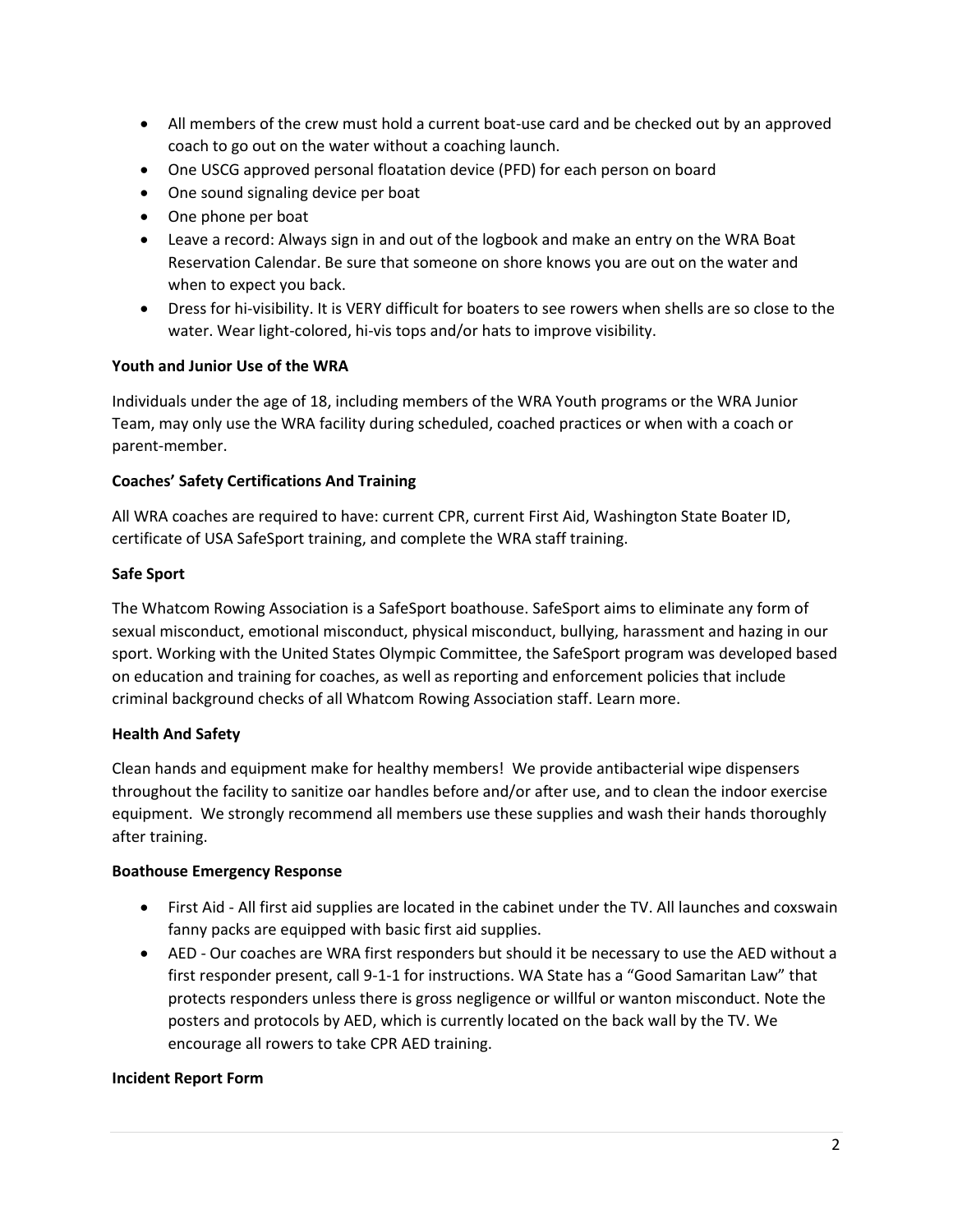- All members of the crew must hold a current boat-use card and be checked out by an approved coach to go out on the water without a coaching launch.
- One USCG approved personal floatation device (PFD) for each person on board
- One sound signaling device per boat
- One phone per boat
- Leave a record: Always sign in and out of the logbook and make an entry on the WRA Boat Reservation Calendar. Be sure that someone on shore knows you are out on the water and when to expect you back.
- Dress for hi-visibility. It is VERY difficult for boaters to see rowers when shells are so close to the water. Wear light-colored, hi-vis tops and/or hats to improve visibility.

**Youth and Junior Use of the WRA**

Individuals under the age of 18, including members of the WRA Youth programs or the WRA Junior Team, may only use the WRA facility during scheduled, coached practices or when with a coach or parent-member.

**Coaches' Safety Certifications And Training**

All WRA coaches are required to have: current CPR, current First Aid, Washington State Boater ID, certificate of USA SafeSport training, and complete the WRA staff training.

**Safe Sport**

The Whatcom Rowing Association is a SafeSport boathouse. SafeSport aims to eliminate any form of sexual misconduct, emotional misconduct, physical misconduct, bullying, harassment and hazing in our sport. Working with the United States Olympic Committee, the SafeSport program was developed based on education and training for coaches, as well as reporting and enforcement policies that include criminal background checks of all Whatcom Rowing Association staff. Learn more.

**Health And Safety**

Clean hands and equipment make for healthy members! We provide antibacterial wipe dispensers throughout the facility to sanitize oar handles before and/or after use, and to clean the indoor exercise equipment. We strongly recommend all members use these supplies and wash their hands thoroughly after training.

**Boathouse Emergency Response**

- First Aid - All first aid supplies are located in the cabinet under the TV. All launches and coxswain fanny packs are equipped with basic first aid supplies.
- AED - Our coaches are WRA first responders but should it be necessary to use the AED without a first responder present, call 9-1-1 for instructions. WA State has a "Good Samaritan Law" that protects responders unless there is gross negligence or willful or wanton misconduct. Note the posters and protocols by AED, which is currently located on the back wall by the TV. We encourage all rowers to take CPR AED training.

**Incident Report Form**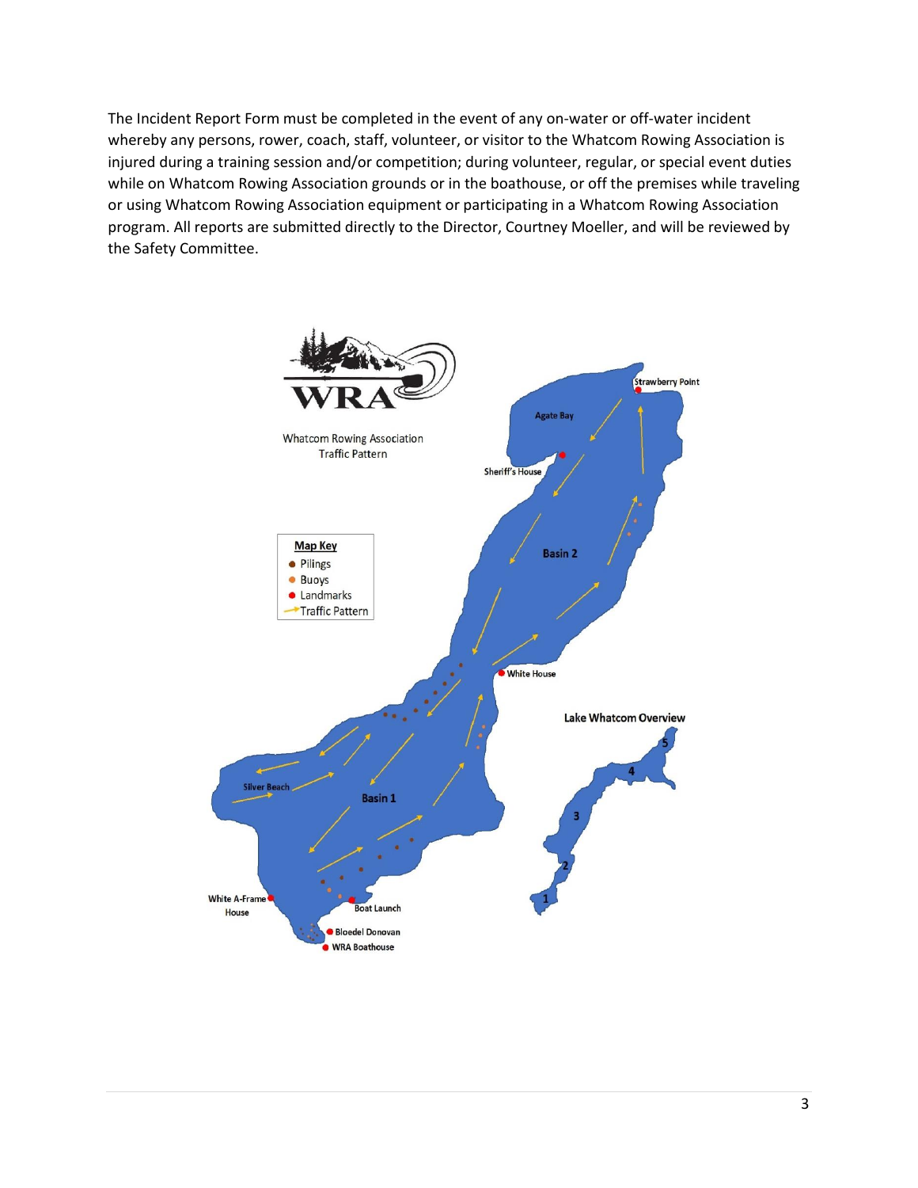The Incident Report Form must be completed in the event of any on-water or off-water incident whereby any persons, rower, coach, staff, volunteer, or visitor to the Whatcom Rowing Association is injured during a training session and/or competition; during volunteer, regular, or special event duties while on Whatcom Rowing Association grounds or in the boathouse, or off the premises while traveling or using Whatcom Rowing Association equipment or participating in a Whatcom Rowing Association program. All reports are submitted directly to the Director, Courtney Moeller, and will be reviewed by the Safety Committee.

WRA

Whatcom Rowing Association
Traffic Pattern

Map Key
Pilings
Buoys
Landmarks
Traffic Pattern

Strawberry Point
Agate Bay
Sheriff's House
Basin 2
White House
Silver Beach
Basin 1
White A-Frame House
Boat Launch
Bloedel Donovan
WRA Boathouse

Lake Whatcom Overview
1
2
3
4
5